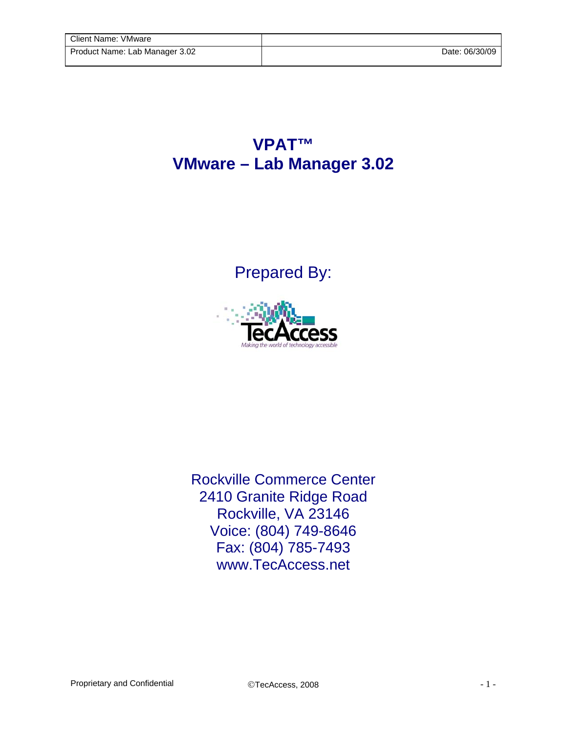| Client Name: VMware | |
| --- | --- |
| Product Name: Lab Manager 3.02 | Date: 06/30/09 |

# VPAT™
# VMware – Lab Manager 3.02

## Prepared By:

TecAccess

*Making the world of technology accessible*

Rockville Commerce Center
2410 Granite Ridge Road
Rockville, VA 23146
Voice: (804) 749-8646
Fax: (804) 785-7493
www.TecAccess.net

Proprietary and Confidential

©TecAccess, 2008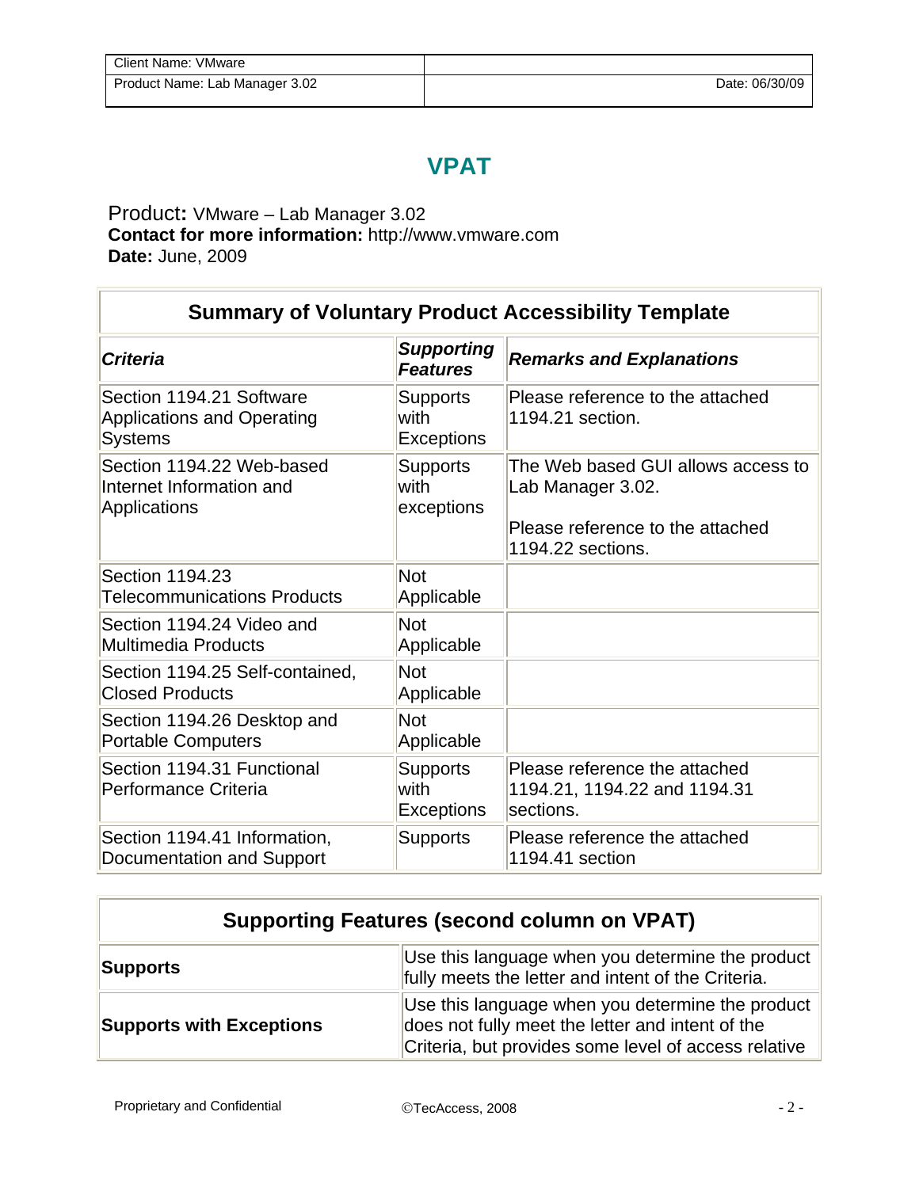| Client Name: VMware | |
|---|---|
| Product Name: Lab Manager 3.02 | Date: 06/30/09 |

# VPAT

Product**:** VMware – Lab Manager 3.02
**Contact for more information:** http://www.vmware.com
**Date:** June, 2009

| Summary of Voluntary Product Accessibility Template | | |
|---|---|---|
| ***Criteria*** | ***Supporting Features*** | ***Remarks and Explanations*** |
| Section 1194.21 Software Applications and Operating Systems | Supports with Exceptions | Please reference to the attached 1194.21 section. |
| Section 1194.22 Web-based Internet Information and Applications | Supports with exceptions | The Web based GUI allows access to Lab Manager 3.02.<br><br>Please reference to the attached 1194.22 sections. |
| Section 1194.23 Telecommunications Products | Not Applicable | |
| Section 1194.24 Video and Multimedia Products | Not Applicable | |
| Section 1194.25 Self-contained, Closed Products | Not Applicable | |
| Section 1194.26 Desktop and Portable Computers | Not Applicable | |
| Section 1194.31 Functional Performance Criteria | Supports with Exceptions | Please reference the attached 1194.21, 1194.22 and 1194.31 sections. |
| Section 1194.41 Information, Documentation and Support | Supports | Please reference the attached 1194.41 section |

| Supporting Features (second column on VPAT) | |
|---|---|
| **Supports** | Use this language when you determine the product fully meets the letter and intent of the Criteria. |
| **Supports with Exceptions** | Use this language when you determine the product does not fully meet the letter and intent of the Criteria, but provides some level of access relative |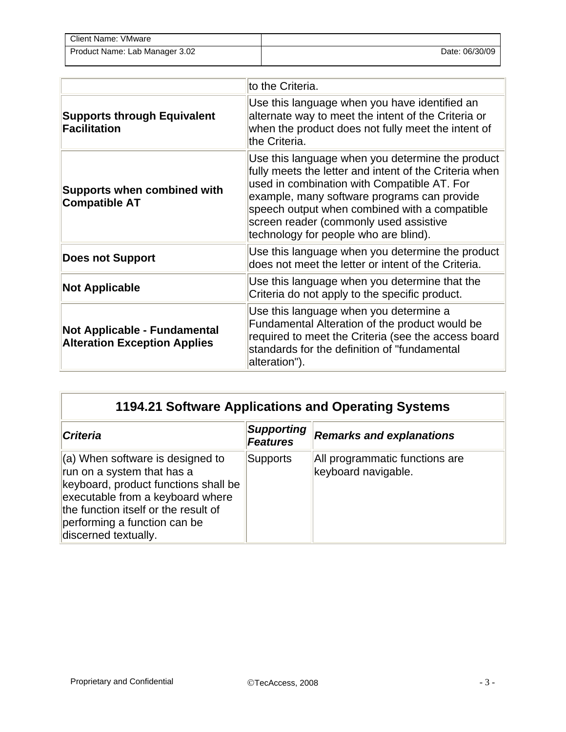| | |
|---|---|
| | to the Criteria. |
| **Supports through Equivalent Facilitation** | Use this language when you have identified an alternate way to meet the intent of the Criteria or when the product does not fully meet the intent of the Criteria. |
| **Supports when combined with Compatible AT** | Use this language when you determine the product fully meets the letter and intent of the Criteria when used in combination with Compatible AT. For example, many software programs can provide speech output when combined with a compatible screen reader (commonly used assistive technology for people who are blind). |
| **Does not Support** | Use this language when you determine the product does not meet the letter or intent of the Criteria. |
| **Not Applicable** | Use this language when you determine that the Criteria do not apply to the specific product. |
| **Not Applicable - Fundamental Alteration Exception Applies** | Use this language when you determine a Fundamental Alteration of the product would be required to meet the Criteria (see the access board standards for the definition of "fundamental alteration"). |

| **1194.21 Software Applications and Operating Systems** | | |
|---|---|---|
| ***Criteria*** | ***Supporting Features*** | ***Remarks and explanations*** |
| (a) When software is designed to run on a system that has a keyboard, product functions shall be executable from a keyboard where the function itself or the result of performing a function can be discerned textually. | Supports | All programmatic functions are keyboard navigable. |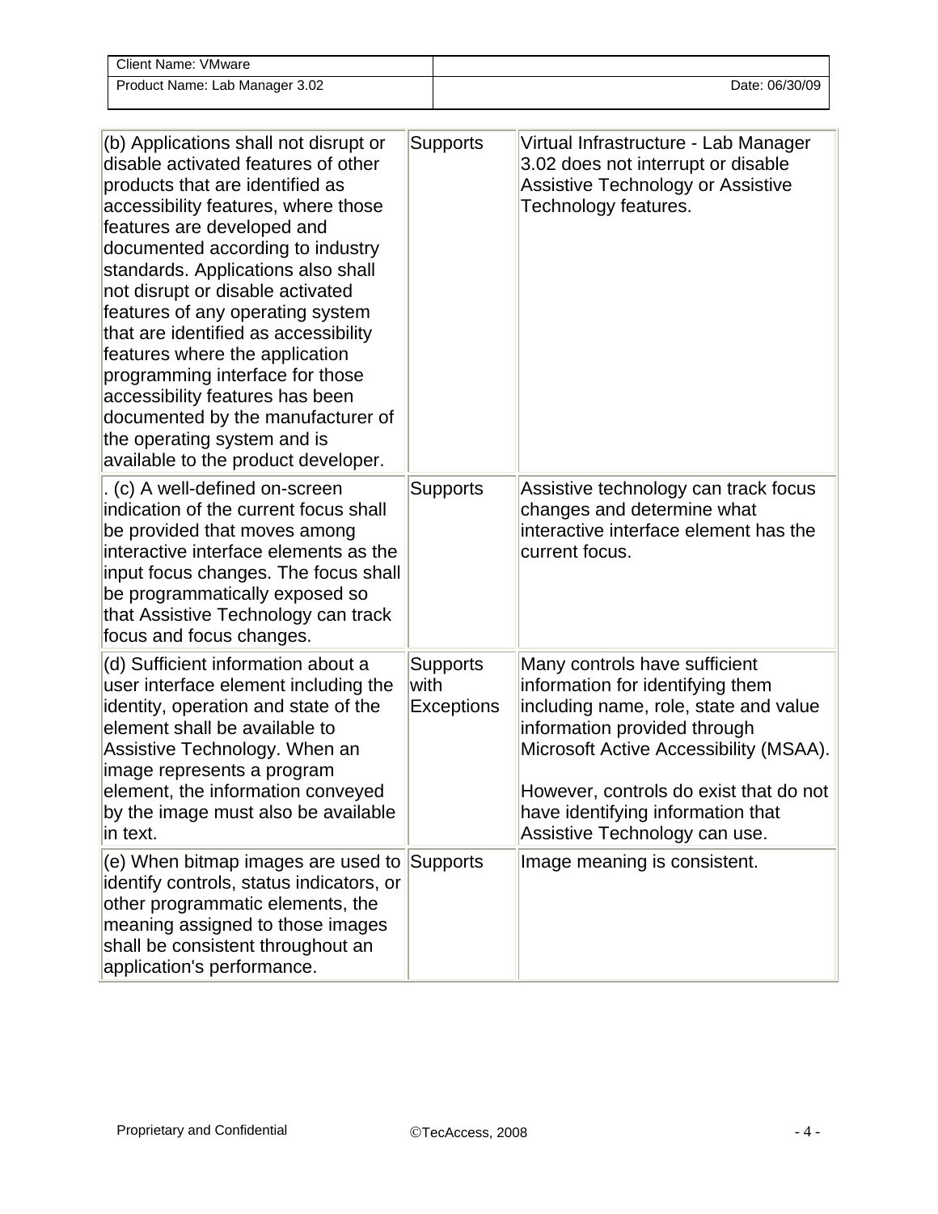| | |
|---|---|
| (b) Applications shall not disrupt or disable activated features of other products that are identified as accessibility features, where those features are developed and documented according to industry standards. Applications also shall not disrupt or disable activated features of any operating system that are identified as accessibility features where the application programming interface for those accessibility features has been documented by the manufacturer of the operating system and is available to the product developer. | Supports | Virtual Infrastructure - Lab Manager 3.02 does not interrupt or disable Assistive Technology or Assistive Technology features. |
| . (c) A well-defined on-screen indication of the current focus shall be provided that moves among interactive interface elements as the input focus changes. The focus shall be programmatically exposed so that Assistive Technology can track focus and focus changes. | Supports | Assistive technology can track focus changes and determine what interactive interface element has the current focus. |
| (d) Sufficient information about a user interface element including the identity, operation and state of the element shall be available to Assistive Technology. When an image represents a program element, the information conveyed by the image must also be available in text. | Supports with Exceptions | Many controls have sufficient information for identifying them including name, role, state and value information provided through Microsoft Active Accessibility (MSAA).<br><br>However, controls do exist that do not have identifying information that Assistive Technology can use. |
| (e) When bitmap images are used to identify controls, status indicators, or other programmatic elements, the meaning assigned to those images shall be consistent throughout an application's performance. | Supports | Image meaning is consistent. |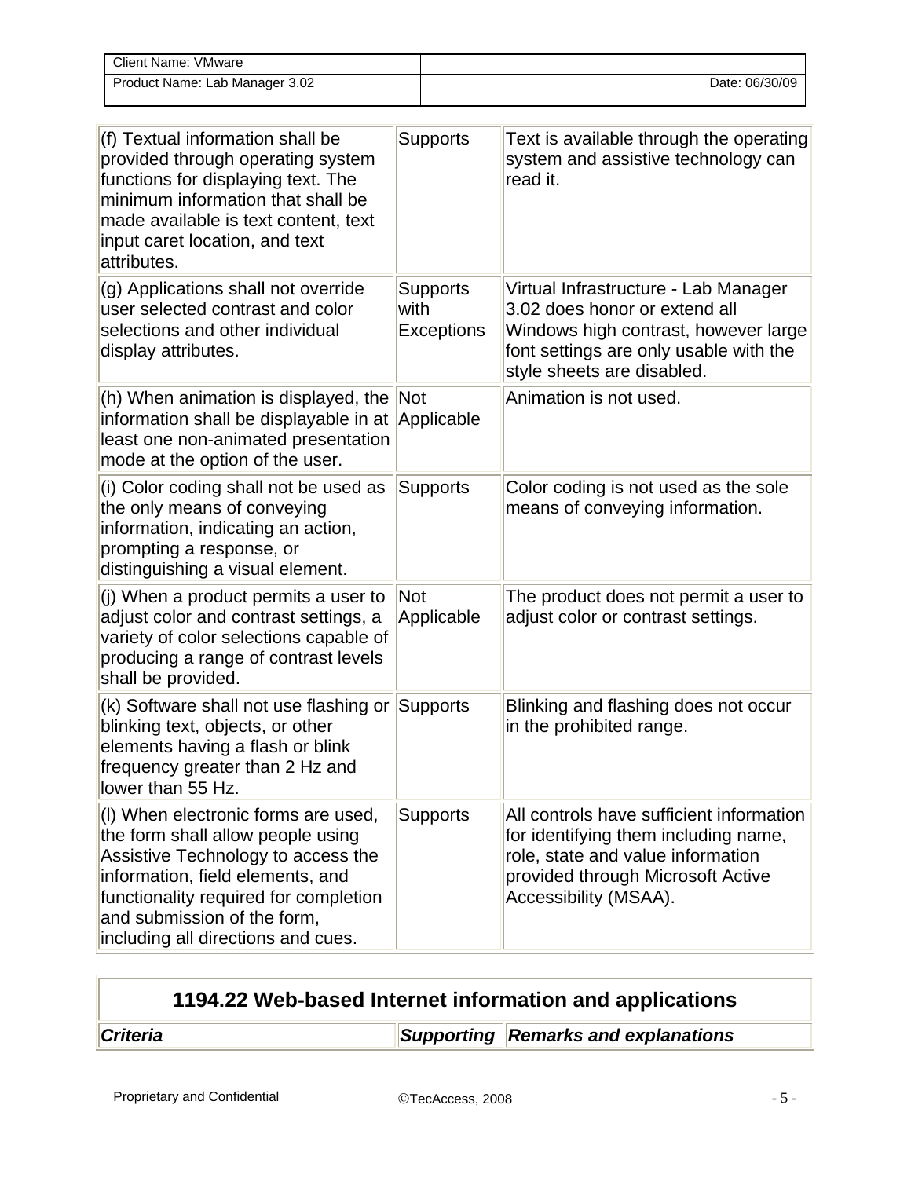| | | |
|---|---|---|
| (f) Textual information shall be provided through operating system functions for displaying text. The minimum information that shall be made available is text content, text input caret location, and text attributes. | Supports | Text is available through the operating system and assistive technology can read it. |
| (g) Applications shall not override user selected contrast and color selections and other individual display attributes. | Supports with Exceptions | Virtual Infrastructure - Lab Manager 3.02 does honor or extend all Windows high contrast, however large font settings are only usable with the style sheets are disabled. |
| (h) When animation is displayed, the information shall be displayable in at least one non-animated presentation mode at the option of the user. | Not Applicable | Animation is not used. |
| (i) Color coding shall not be used as the only means of conveying information, indicating an action, prompting a response, or distinguishing a visual element. | Supports | Color coding is not used as the sole means of conveying information. |
| (j) When a product permits a user to adjust color and contrast settings, a variety of color selections capable of producing a range of contrast levels shall be provided. | Not Applicable | The product does not permit a user to adjust color or contrast settings. |
| (k) Software shall not use flashing or blinking text, objects, or other elements having a flash or blink frequency greater than 2 Hz and lower than 55 Hz. | Supports | Blinking and flashing does not occur in the prohibited range. |
| (l) When electronic forms are used, the form shall allow people using Assistive Technology to access the information, field elements, and functionality required for completion and submission of the form, including all directions and cues. | Supports | All controls have sufficient information for identifying them including name, role, state and value information provided through Microsoft Active Accessibility (MSAA). |

## 1194.22 Web-based Internet information and applications

| ***Criteria*** | ***Supporting*** | ***Remarks and explanations*** |
|---|---|---|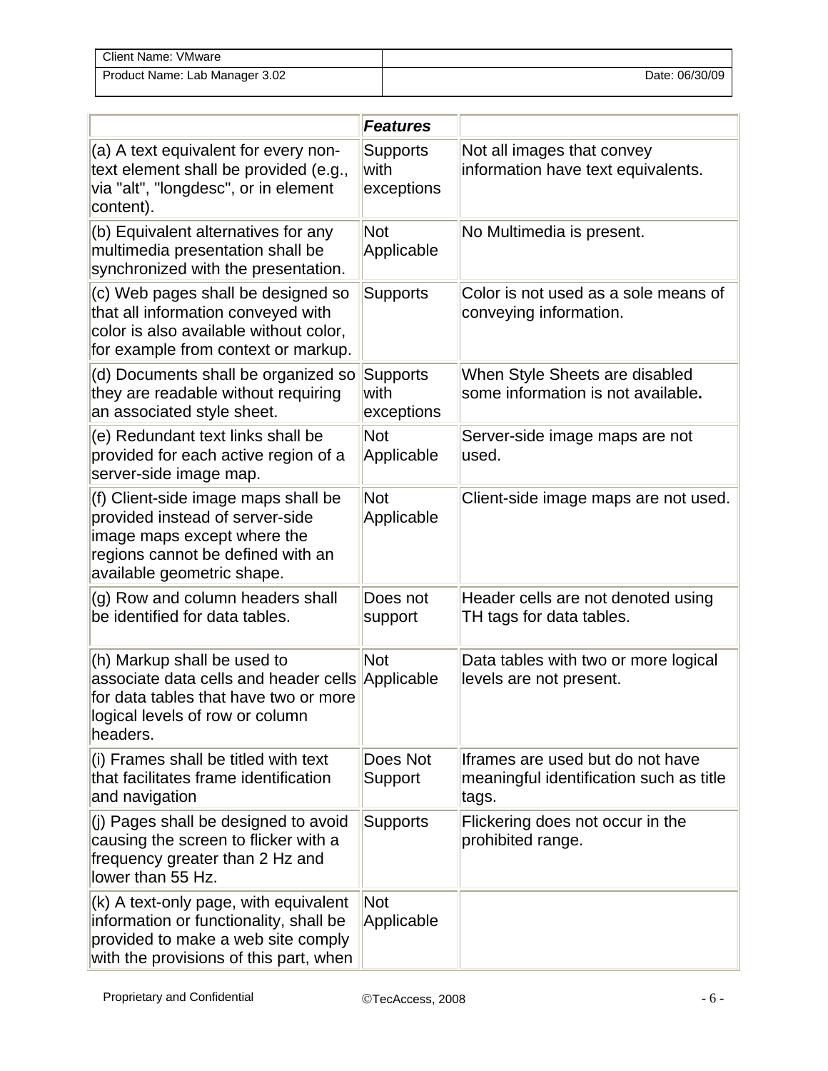| | ***Features*** | |
|---|---|---|
| (a) A text equivalent for every non-text element shall be provided (e.g., via "alt", "longdesc", or in element content). | Supports with exceptions | Not all images that convey information have text equivalents. |
| (b) Equivalent alternatives for any multimedia presentation shall be synchronized with the presentation. | Not Applicable | No Multimedia is present. |
| (c) Web pages shall be designed so that all information conveyed with color is also available without color, for example from context or markup. | Supports | Color is not used as a sole means of conveying information. |
| (d) Documents shall be organized so they are readable without requiring an associated style sheet. | Supports with exceptions | When Style Sheets are disabled some information is not available**.** |
| (e) Redundant text links shall be provided for each active region of a server-side image map. | Not Applicable | Server-side image maps are not used. |
| (f) Client-side image maps shall be provided instead of server-side image maps except where the regions cannot be defined with an available geometric shape. | Not Applicable | Client-side image maps are not used. |
| (g) Row and column headers shall be identified for data tables. | Does not support | Header cells are not denoted using TH tags for data tables. |
| (h) Markup shall be used to associate data cells and header cells for data tables that have two or more logical levels of row or column headers. | Not Applicable | Data tables with two or more logical levels are not present. |
| (i) Frames shall be titled with text that facilitates frame identification and navigation | Does Not Support | Iframes are used but do not have meaningful identification such as title tags. |
| (j) Pages shall be designed to avoid causing the screen to flicker with a frequency greater than 2 Hz and lower than 55 Hz. | Supports | Flickering does not occur in the prohibited range. |
| (k) A text-only page, with equivalent information or functionality, shall be provided to make a web site comply with the provisions of this part, when | Not Applicable | |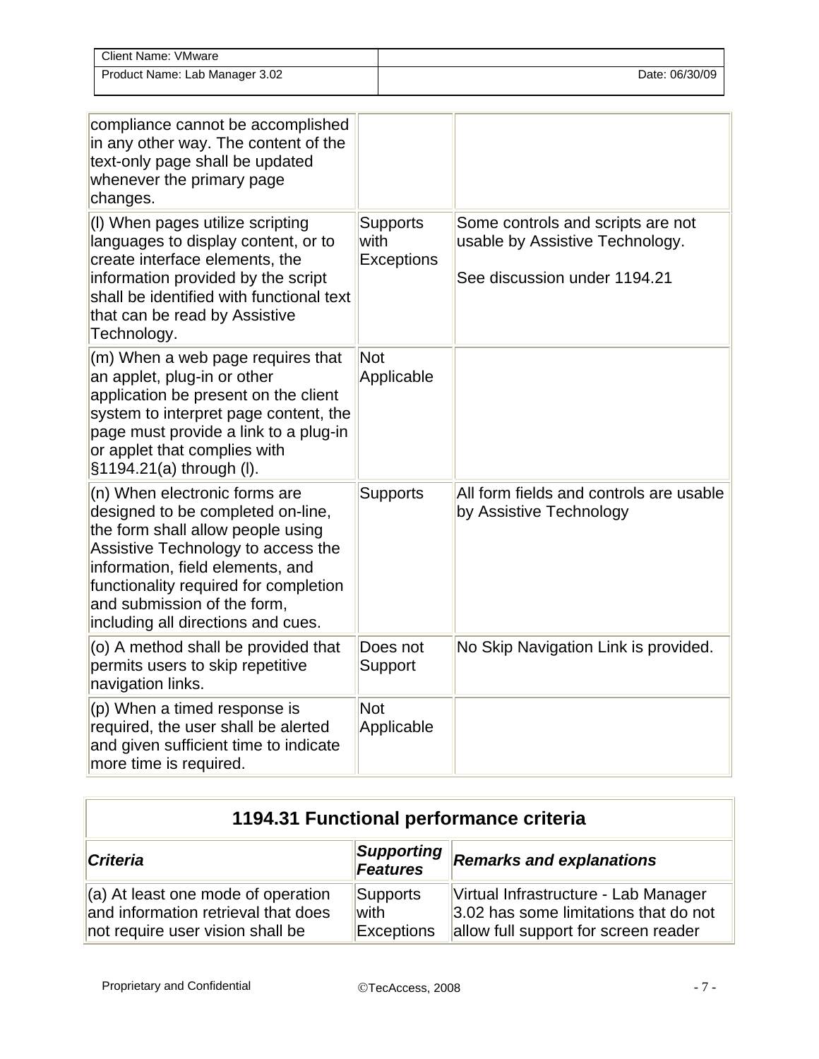| | | |
|---|---|---|
| compliance cannot be accomplished in any other way. The content of the text-only page shall be updated whenever the primary page changes. | | |
| (l) When pages utilize scripting languages to display content, or to create interface elements, the information provided by the script shall be identified with functional text that can be read by Assistive Technology. | Supports with Exceptions | Some controls and scripts are not usable by Assistive Technology.<br><br>See discussion under 1194.21 |
| (m) When a web page requires that an applet, plug-in or other application be present on the client system to interpret page content, the page must provide a link to a plug-in or applet that complies with §1194.21(a) through (l). | Not Applicable | |
| (n) When electronic forms are designed to be completed on-line, the form shall allow people using Assistive Technology to access the information, field elements, and functionality required for completion and submission of the form, including all directions and cues. | Supports | All form fields and controls are usable by Assistive Technology |
| (o) A method shall be provided that permits users to skip repetitive navigation links. | Does not Support | No Skip Navigation Link is provided. |
| (p) When a timed response is required, the user shall be alerted and given sufficient time to indicate more time is required. | Not Applicable | |

| **1194.31 Functional performance criteria** | | |
|---|---|---|
| ***Criteria*** | ***Supporting Features*** | ***Remarks and explanations*** |
| (a) At least one mode of operation and information retrieval that does not require user vision shall be | Supports with Exceptions | Virtual Infrastructure - Lab Manager 3.02 has some limitations that do not allow full support for screen reader |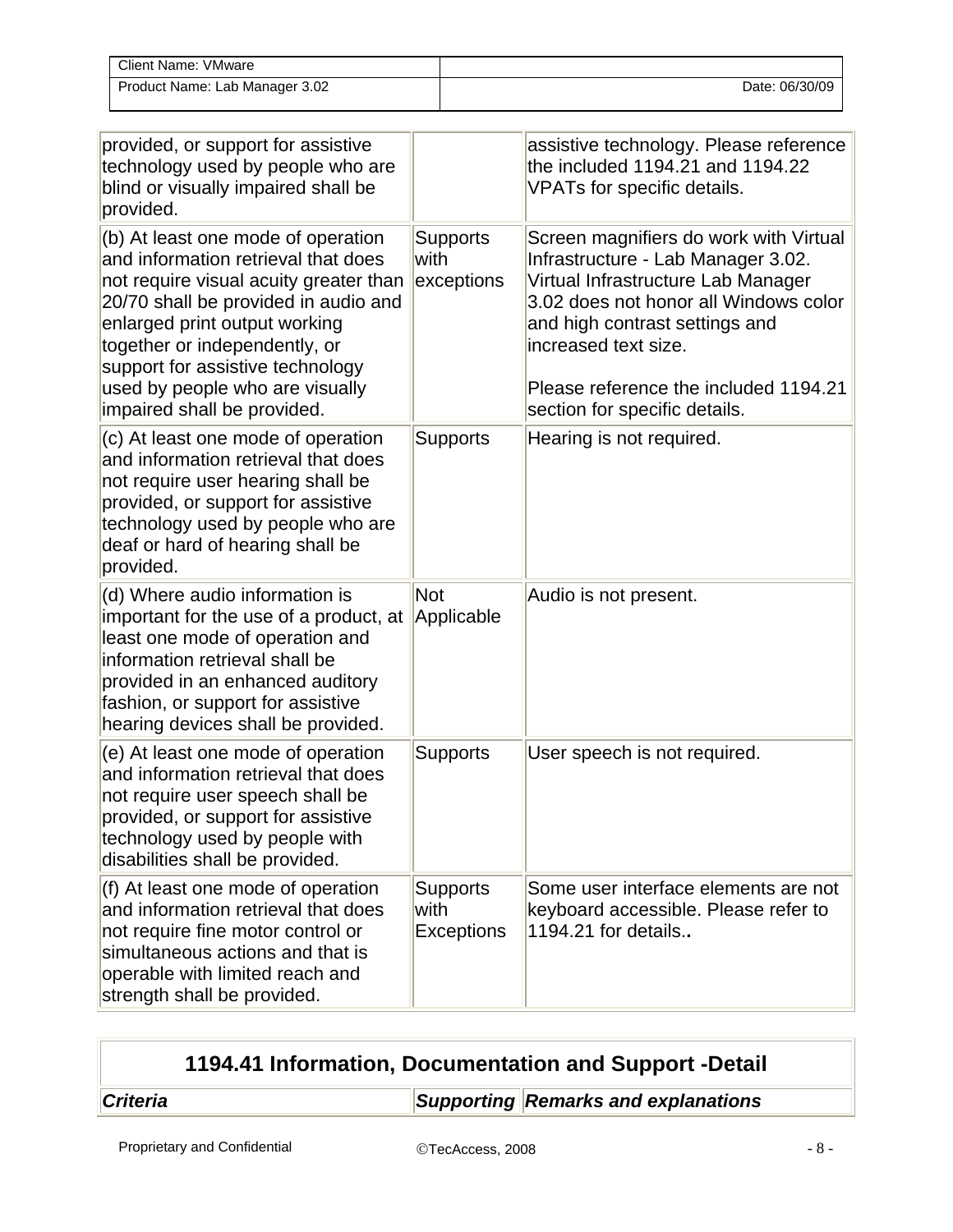| | | |
|---|---|---|
| provided, or support for assistive technology used by people who are blind or visually impaired shall be provided. | | assistive technology. Please reference the included 1194.21 and 1194.22 VPATs for specific details. |
| (b) At least one mode of operation and information retrieval that does not require visual acuity greater than 20/70 shall be provided in audio and enlarged print output working together or independently, or support for assistive technology used by people who are visually impaired shall be provided. | Supports with exceptions | Screen magnifiers do work with Virtual Infrastructure - Lab Manager 3.02. Virtual Infrastructure Lab Manager 3.02 does not honor all Windows color and high contrast settings and increased text size.<br><br>Please reference the included 1194.21 section for specific details. |
| (c) At least one mode of operation and information retrieval that does not require user hearing shall be provided, or support for assistive technology used by people who are deaf or hard of hearing shall be provided. | Supports | Hearing is not required. |
| (d) Where audio information is important for the use of a product, at least one mode of operation and information retrieval shall be provided in an enhanced auditory fashion, or support for assistive hearing devices shall be provided. | Not Applicable | Audio is not present. |
| (e) At least one mode of operation and information retrieval that does not require user speech shall be provided, or support for assistive technology used by people with disabilities shall be provided. | Supports | User speech is not required. |
| (f) At least one mode of operation and information retrieval that does not require fine motor control or simultaneous actions and that is operable with limited reach and strength shall be provided. | Supports with Exceptions | Some user interface elements are not keyboard accessible. Please refer to 1194.21 for details.. |

## 1194.41 Information, Documentation and Support -Detail

| *Criteria* | *Supporting* | *Remarks and explanations* |
|---|---|---|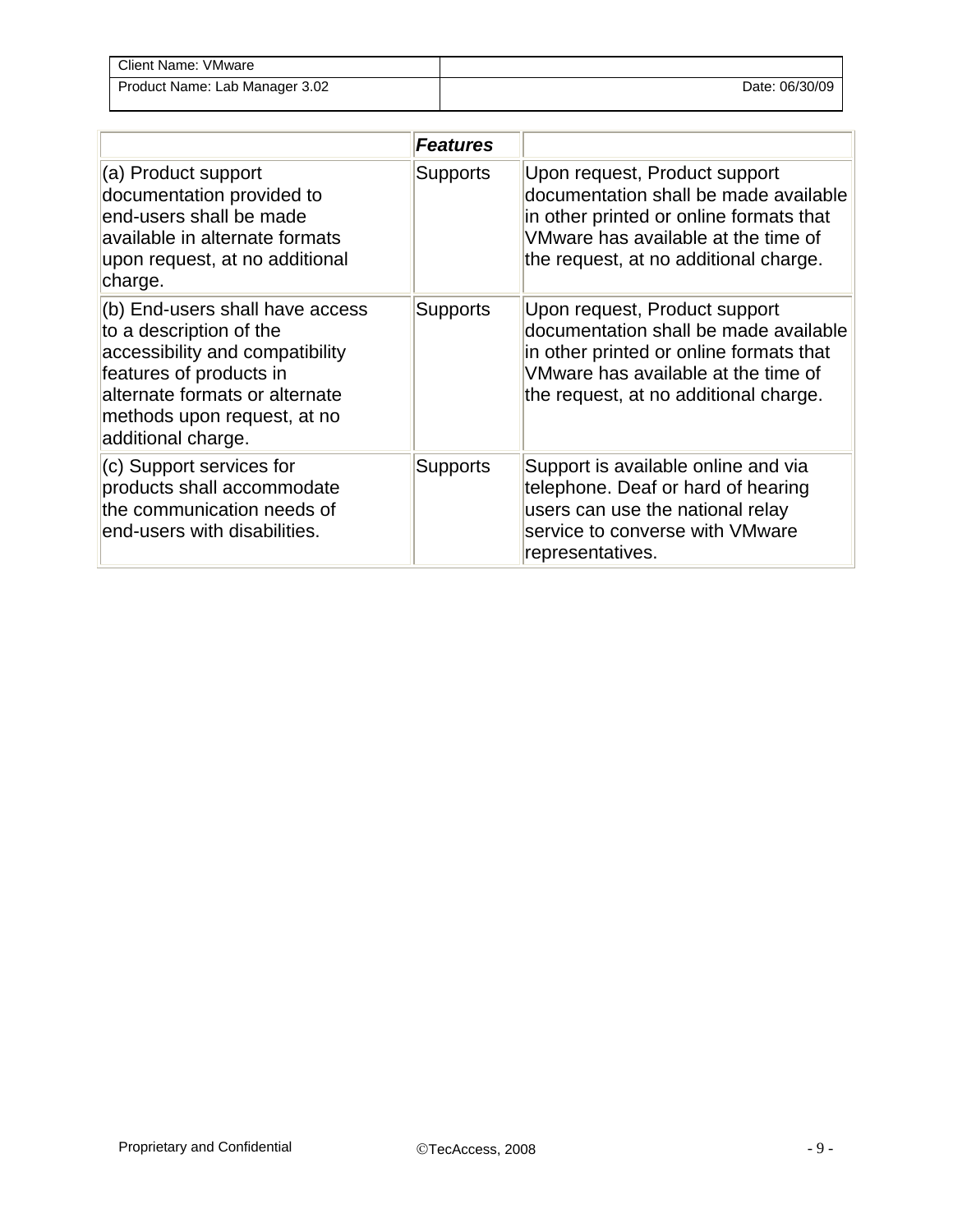| | ***Features*** | |
|---|---|---|
| (a) Product support documentation provided to end-users shall be made available in alternate formats upon request, at no additional charge. | Supports | Upon request, Product support documentation shall be made available in other printed or online formats that VMware has available at the time of the request, at no additional charge. |
| (b) End-users shall have access to a description of the accessibility and compatibility features of products in alternate formats or alternate methods upon request, at no additional charge. | Supports | Upon request, Product support documentation shall be made available in other printed or online formats that VMware has available at the time of the request, at no additional charge. |
| (c) Support services for products shall accommodate the communication needs of end-users with disabilities. | Supports | Support is available online and via telephone. Deaf or hard of hearing users can use the national relay service to converse with VMware representatives. |